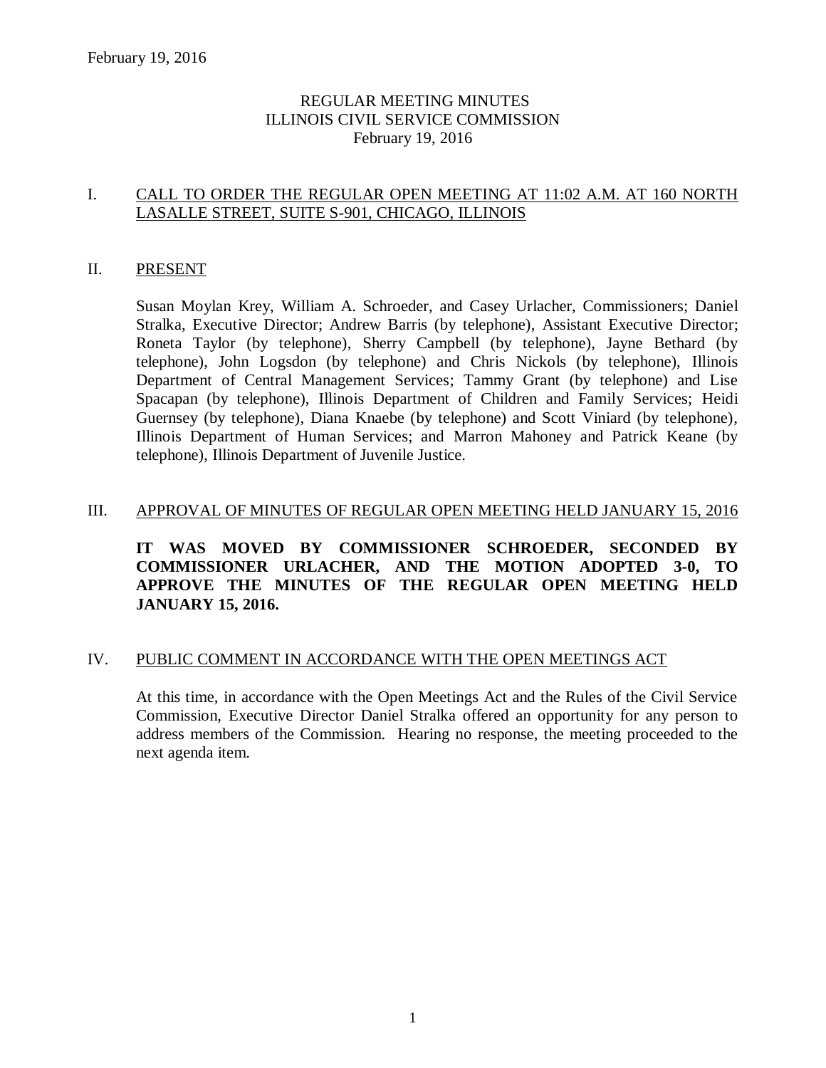# REGULAR MEETING MINUTES
# ILLINOIS CIVIL SERVICE COMMISSION
February 19, 2016

## I. CALL TO ORDER THE REGULAR OPEN MEETING AT 11:02 A.M. AT 160 NORTH LASALLE STREET, SUITE S-901, CHICAGO, ILLINOIS

## II. PRESENT

Susan Moylan Krey, William A. Schroeder, and Casey Urlacher, Commissioners; Daniel Stralka, Executive Director; Andrew Barris (by telephone), Assistant Executive Director; Roneta Taylor (by telephone), Sherry Campbell (by telephone), Jayne Bethard (by telephone), John Logsdon (by telephone) and Chris Nickols (by telephone), Illinois Department of Central Management Services; Tammy Grant (by telephone) and Lise Spacapan (by telephone), Illinois Department of Children and Family Services; Heidi Guernsey (by telephone), Diana Knaebe (by telephone) and Scott Viniard (by telephone), Illinois Department of Human Services; and Marron Mahoney and Patrick Keane (by telephone), Illinois Department of Juvenile Justice.

## III. APPROVAL OF MINUTES OF REGULAR OPEN MEETING HELD JANUARY 15, 2016

**IT WAS MOVED BY COMMISSIONER SCHROEDER, SECONDED BY COMMISSIONER URLACHER, AND THE MOTION ADOPTED 3-0, TO APPROVE THE MINUTES OF THE REGULAR OPEN MEETING HELD JANUARY 15, 2016.**

## IV. PUBLIC COMMENT IN ACCORDANCE WITH THE OPEN MEETINGS ACT

At this time, in accordance with the Open Meetings Act and the Rules of the Civil Service Commission, Executive Director Daniel Stralka offered an opportunity for any person to address members of the Commission. Hearing no response, the meeting proceeded to the next agenda item.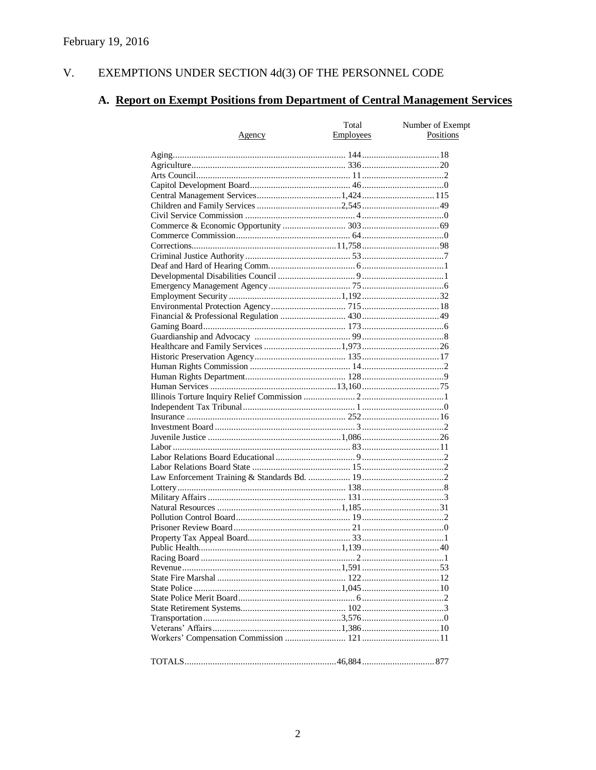February 19, 2016

# V. EXEMPTIONS UNDER SECTION 4d(3) OF THE PERSONNEL CODE

## A. Report on Exempt Positions from Department of Central Management Services

| Agency | Total Employees | Number of Exempt Positions |
|---|---|---|
| Aging | 144 | 18 |
| Agriculture | 336 | 20 |
| Arts Council | 11 | 2 |
| Capitol Development Board | 46 | 0 |
| Central Management Services | 1,424 | 115 |
| Children and Family Services | 2,545 | 49 |
| Civil Service Commission | 4 | 0 |
| Commerce & Economic Opportunity | 303 | 69 |
| Commerce Commission | 64 | 0 |
| Corrections | 11,758 | 98 |
| Criminal Justice Authority | 53 | 7 |
| Deaf and Hard of Hearing Comm. | 6 | 1 |
| Developmental Disabilities Council | 9 | 1 |
| Emergency Management Agency | 75 | 6 |
| Employment Security | 1,192 | 32 |
| Environmental Protection Agency | 715 | 18 |
| Financial & Professional Regulation | 430 | 49 |
| Gaming Board | 173 | 6 |
| Guardianship and Advocacy | 99 | 8 |
| Healthcare and Family Services | 1,973 | 26 |
| Historic Preservation Agency | 135 | 17 |
| Human Rights Commission | 14 | 2 |
| Human Rights Department | 128 | 9 |
| Human Services | 13,160 | 75 |
| Illinois Torture Inquiry Relief Commission | 2 | 1 |
| Independent Tax Tribunal | 1 | 0 |
| Insurance | 252 | 16 |
| Investment Board | 3 | 2 |
| Juvenile Justice | 1,086 | 26 |
| Labor | 83 | 11 |
| Labor Relations Board Educational | 9 | 2 |
| Labor Relations Board State | 15 | 2 |
| Law Enforcement Training & Standards Bd. | 19 | 2 |
| Lottery | 138 | 8 |
| Military Affairs | 131 | 3 |
| Natural Resources | 1,185 | 31 |
| Pollution Control Board | 19 | 2 |
| Prisoner Review Board | 21 | 0 |
| Property Tax Appeal Board | 33 | 1 |
| Public Health | 1,139 | 40 |
| Racing Board | 2 | 1 |
| Revenue | 1,591 | 53 |
| State Fire Marshal | 122 | 12 |
| State Police | 1,045 | 10 |
| State Police Merit Board | 6 | 2 |
| State Retirement Systems | 102 | 3 |
| Transportation | 3,576 | 0 |
| Veterans' Affairs | 1,386 | 10 |
| Workers' Compensation Commission | 121 | 11 |
| TOTALS | 46,884 | 877 |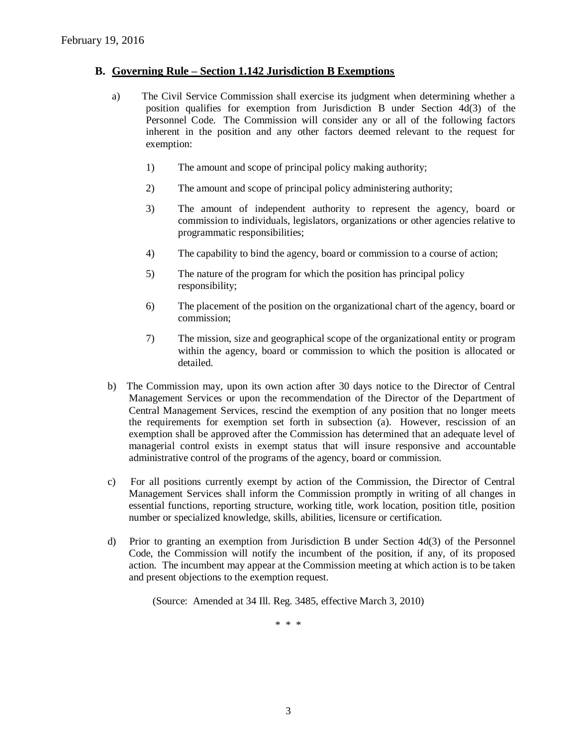February 19, 2016

## B. Governing Rule – Section 1.142 Jurisdiction B Exemptions

a) The Civil Service Commission shall exercise its judgment when determining whether a position qualifies for exemption from Jurisdiction B under Section 4d(3) of the Personnel Code. The Commission will consider any or all of the following factors inherent in the position and any other factors deemed relevant to the request for exemption:

1) The amount and scope of principal policy making authority;

2) The amount and scope of principal policy administering authority;

3) The amount of independent authority to represent the agency, board or commission to individuals, legislators, organizations or other agencies relative to programmatic responsibilities;

4) The capability to bind the agency, board or commission to a course of action;

5) The nature of the program for which the position has principal policy responsibility;

6) The placement of the position on the organizational chart of the agency, board or commission;

7) The mission, size and geographical scope of the organizational entity or program within the agency, board or commission to which the position is allocated or detailed.

b) The Commission may, upon its own action after 30 days notice to the Director of Central Management Services or upon the recommendation of the Director of the Department of Central Management Services, rescind the exemption of any position that no longer meets the requirements for exemption set forth in subsection (a). However, rescission of an exemption shall be approved after the Commission has determined that an adequate level of managerial control exists in exempt status that will insure responsive and accountable administrative control of the programs of the agency, board or commission.

c) For all positions currently exempt by action of the Commission, the Director of Central Management Services shall inform the Commission promptly in writing of all changes in essential functions, reporting structure, working title, work location, position title, position number or specialized knowledge, skills, abilities, licensure or certification.

d) Prior to granting an exemption from Jurisdiction B under Section 4d(3) of the Personnel Code, the Commission will notify the incumbent of the position, if any, of its proposed action. The incumbent may appear at the Commission meeting at which action is to be taken and present objections to the exemption request.

(Source: Amended at 34 Ill. Reg. 3485, effective March 3, 2010)

\* \* \*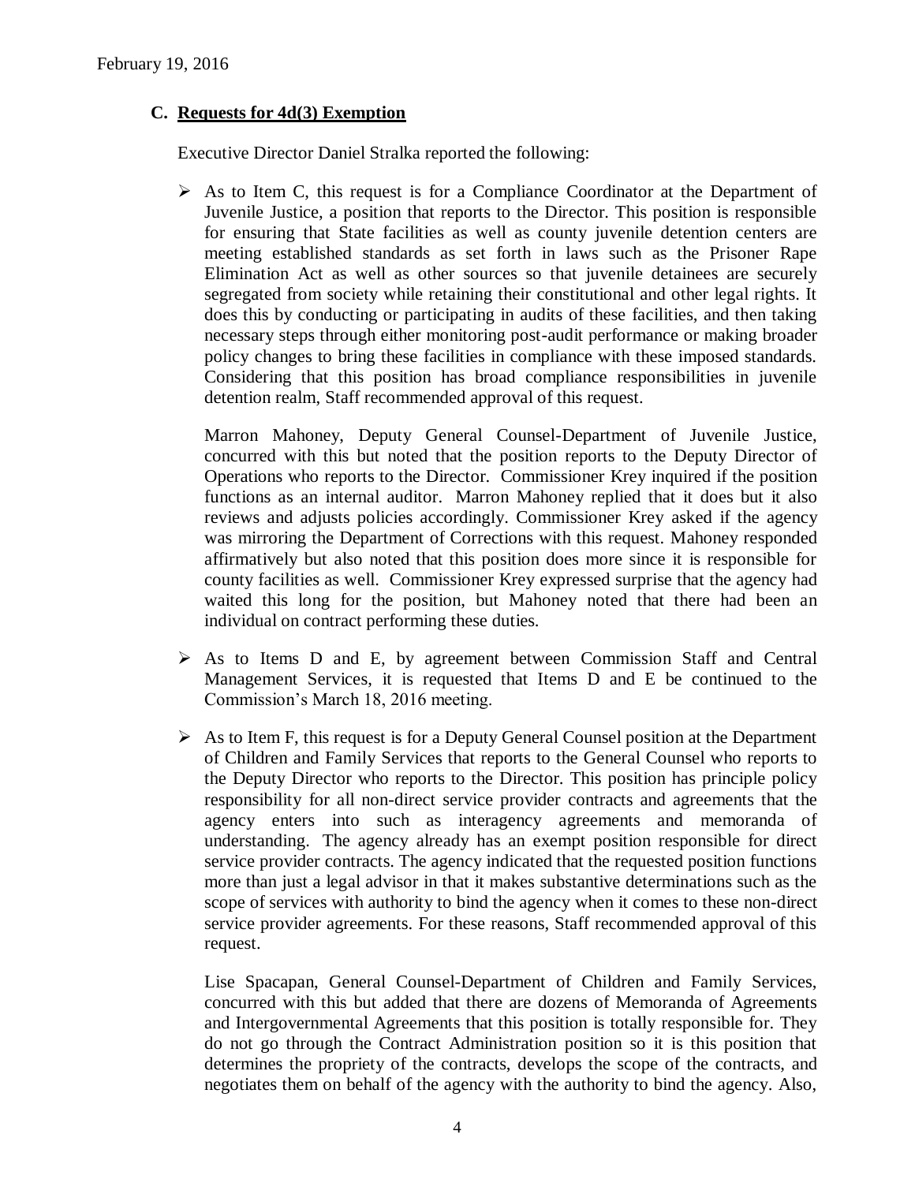February 19, 2016

### C. **Requests for 4d(3) Exemption**

Executive Director Daniel Stralka reported the following:

- As to Item C, this request is for a Compliance Coordinator at the Department of Juvenile Justice, a position that reports to the Director. This position is responsible for ensuring that State facilities as well as county juvenile detention centers are meeting established standards as set forth in laws such as the Prisoner Rape Elimination Act as well as other sources so that juvenile detainees are securely segregated from society while retaining their constitutional and other legal rights. It does this by conducting or participating in audits of these facilities, and then taking necessary steps through either monitoring post-audit performance or making broader policy changes to bring these facilities in compliance with these imposed standards. Considering that this position has broad compliance responsibilities in juvenile detention realm, Staff recommended approval of this request.

  Marron Mahoney, Deputy General Counsel-Department of Juvenile Justice, concurred with this but noted that the position reports to the Deputy Director of Operations who reports to the Director. Commissioner Krey inquired if the position functions as an internal auditor. Marron Mahoney replied that it does but it also reviews and adjusts policies accordingly. Commissioner Krey asked if the agency was mirroring the Department of Corrections with this request. Mahoney responded affirmatively but also noted that this position does more since it is responsible for county facilities as well. Commissioner Krey expressed surprise that the agency had waited this long for the position, but Mahoney noted that there had been an individual on contract performing these duties.

- As to Items D and E, by agreement between Commission Staff and Central Management Services, it is requested that Items D and E be continued to the Commission's March 18, 2016 meeting.

- As to Item F, this request is for a Deputy General Counsel position at the Department of Children and Family Services that reports to the General Counsel who reports to the Deputy Director who reports to the Director. This position has principle policy responsibility for all non-direct service provider contracts and agreements that the agency enters into such as interagency agreements and memoranda of understanding. The agency already has an exempt position responsible for direct service provider contracts. The agency indicated that the requested position functions more than just a legal advisor in that it makes substantive determinations such as the scope of services with authority to bind the agency when it comes to these non-direct service provider agreements. For these reasons, Staff recommended approval of this request.

  Lise Spacapan, General Counsel-Department of Children and Family Services, concurred with this but added that there are dozens of Memoranda of Agreements and Intergovernmental Agreements that this position is totally responsible for. They do not go through the Contract Administration position so it is this position that determines the propriety of the contracts, develops the scope of the contracts, and negotiates them on behalf of the agency with the authority to bind the agency. Also,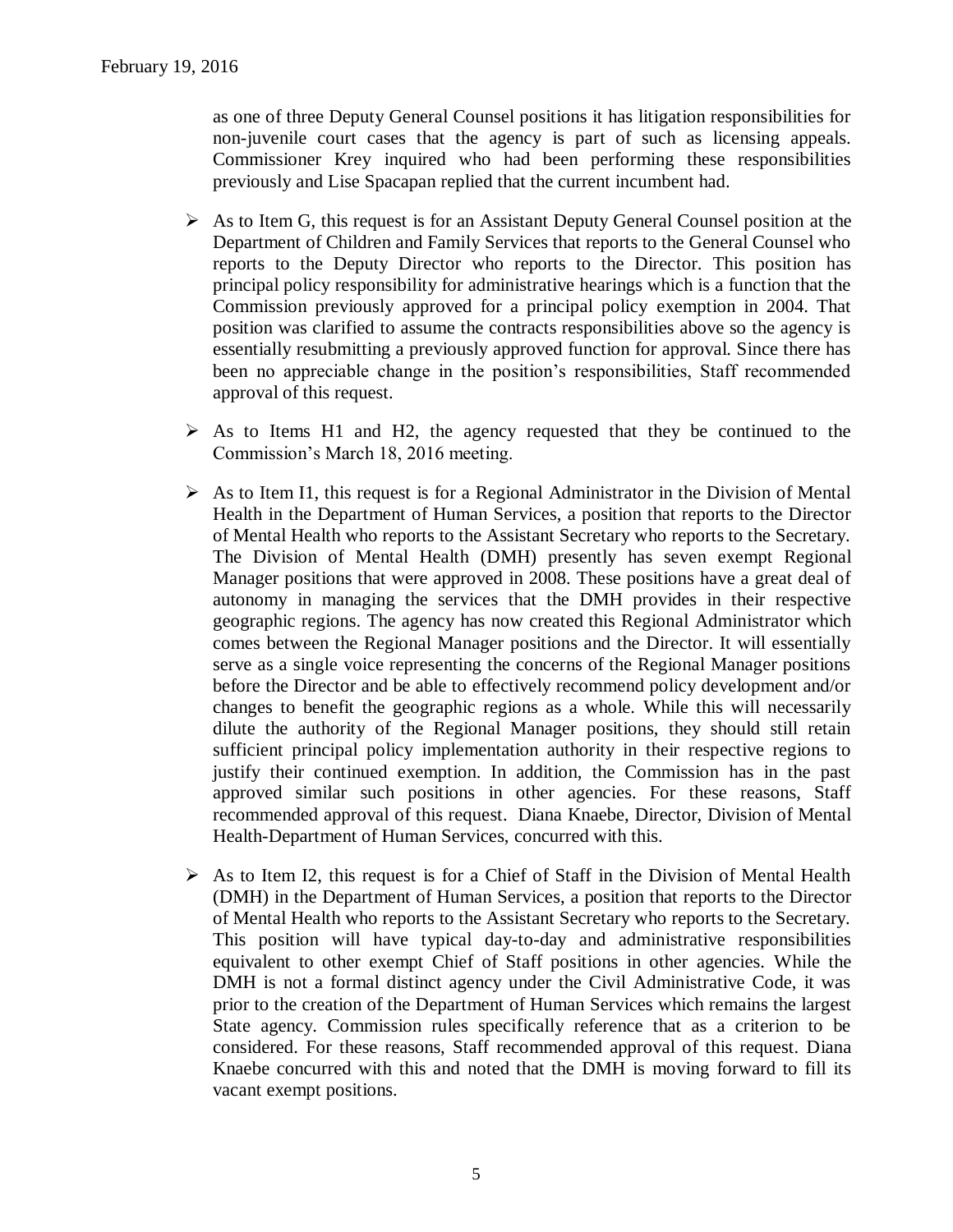as one of three Deputy General Counsel positions it has litigation responsibilities for non-juvenile court cases that the agency is part of such as licensing appeals. Commissioner Krey inquired who had been performing these responsibilities previously and Lise Spacapan replied that the current incumbent had.

- As to Item G, this request is for an Assistant Deputy General Counsel position at the Department of Children and Family Services that reports to the General Counsel who reports to the Deputy Director who reports to the Director. This position has principal policy responsibility for administrative hearings which is a function that the Commission previously approved for a principal policy exemption in 2004. That position was clarified to assume the contracts responsibilities above so the agency is essentially resubmitting a previously approved function for approval. Since there has been no appreciable change in the position's responsibilities, Staff recommended approval of this request.

- As to Items H1 and H2, the agency requested that they be continued to the Commission's March 18, 2016 meeting.

- As to Item I1, this request is for a Regional Administrator in the Division of Mental Health in the Department of Human Services, a position that reports to the Director of Mental Health who reports to the Assistant Secretary who reports to the Secretary. The Division of Mental Health (DMH) presently has seven exempt Regional Manager positions that were approved in 2008. These positions have a great deal of autonomy in managing the services that the DMH provides in their respective geographic regions. The agency has now created this Regional Administrator which comes between the Regional Manager positions and the Director. It will essentially serve as a single voice representing the concerns of the Regional Manager positions before the Director and be able to effectively recommend policy development and/or changes to benefit the geographic regions as a whole. While this will necessarily dilute the authority of the Regional Manager positions, they should still retain sufficient principal policy implementation authority in their respective regions to justify their continued exemption. In addition, the Commission has in the past approved similar such positions in other agencies. For these reasons, Staff recommended approval of this request. Diana Knaebe, Director, Division of Mental Health-Department of Human Services, concurred with this.

- As to Item I2, this request is for a Chief of Staff in the Division of Mental Health (DMH) in the Department of Human Services, a position that reports to the Director of Mental Health who reports to the Assistant Secretary who reports to the Secretary. This position will have typical day-to-day and administrative responsibilities equivalent to other exempt Chief of Staff positions in other agencies. While the DMH is not a formal distinct agency under the Civil Administrative Code, it was prior to the creation of the Department of Human Services which remains the largest State agency. Commission rules specifically reference that as a criterion to be considered. For these reasons, Staff recommended approval of this request. Diana Knaebe concurred with this and noted that the DMH is moving forward to fill its vacant exempt positions.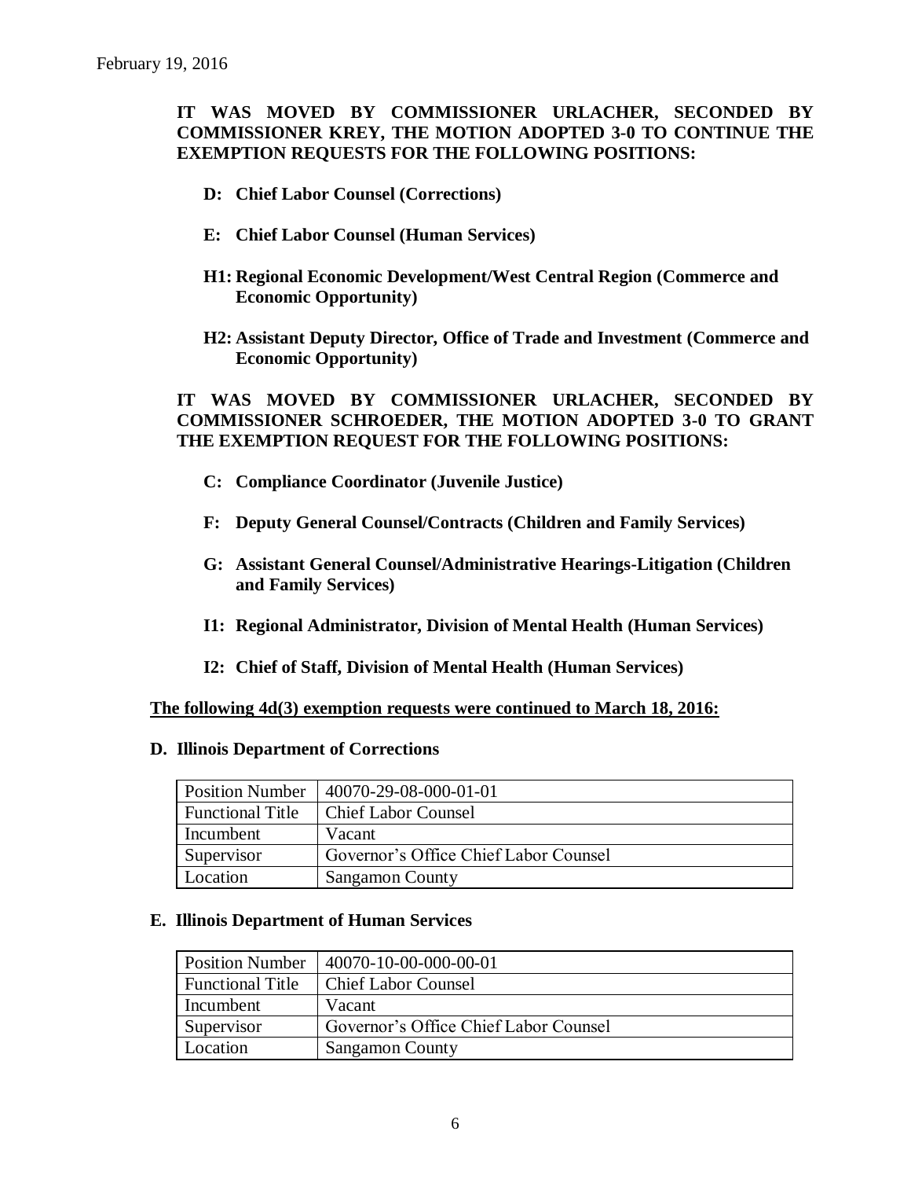February 19, 2016

**IT WAS MOVED BY COMMISSIONER URLACHER, SECONDED BY COMMISSIONER KREY, THE MOTION ADOPTED 3-0 TO CONTINUE THE EXEMPTION REQUESTS FOR THE FOLLOWING POSITIONS:**

- **D: Chief Labor Counsel (Corrections)**
- **E: Chief Labor Counsel (Human Services)**
- **H1: Regional Economic Development/West Central Region (Commerce and Economic Opportunity)**
- **H2: Assistant Deputy Director, Office of Trade and Investment (Commerce and Economic Opportunity)**

**IT WAS MOVED BY COMMISSIONER URLACHER, SECONDED BY COMMISSIONER SCHROEDER, THE MOTION ADOPTED 3-0 TO GRANT THE EXEMPTION REQUEST FOR THE FOLLOWING POSITIONS:**

- **C: Compliance Coordinator (Juvenile Justice)**
- **F: Deputy General Counsel/Contracts (Children and Family Services)**
- **G: Assistant General Counsel/Administrative Hearings-Litigation (Children and Family Services)**
- **I1: Regional Administrator, Division of Mental Health (Human Services)**
- **I2: Chief of Staff, Division of Mental Health (Human Services)**

**The following 4d(3) exemption requests were continued to March 18, 2016:**

**D. Illinois Department of Corrections**

| Position Number | 40070-29-08-000-01-01 |
|---|---|
| Functional Title | Chief Labor Counsel |
| Incumbent | Vacant |
| Supervisor | Governor's Office Chief Labor Counsel |
| Location | Sangamon County |

**E. Illinois Department of Human Services**

| Position Number | 40070-10-00-000-00-01 |
|---|---|
| Functional Title | Chief Labor Counsel |
| Incumbent | Vacant |
| Supervisor | Governor's Office Chief Labor Counsel |
| Location | Sangamon County |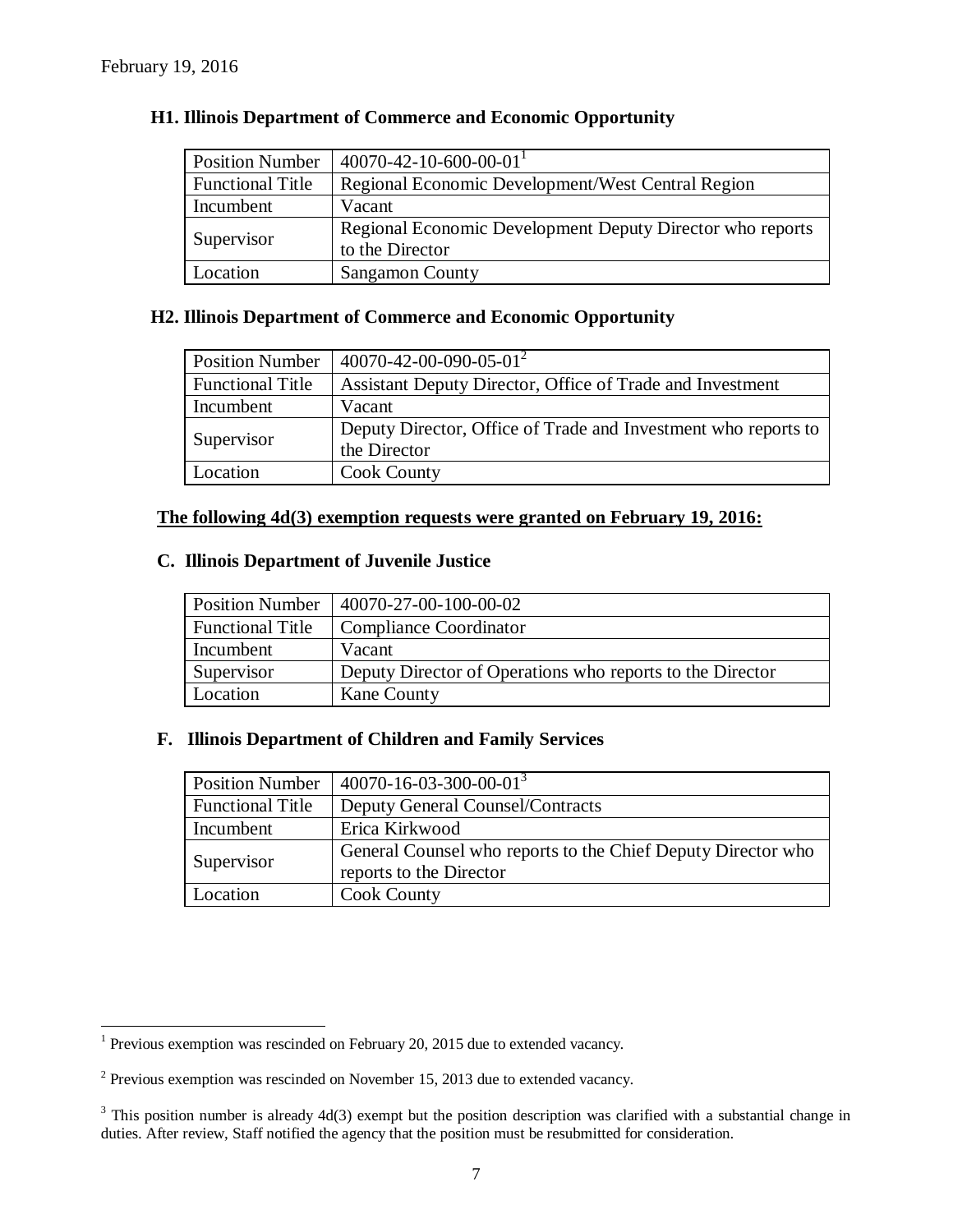February 19, 2016

### H1. Illinois Department of Commerce and Economic Opportunity

| Position Number | 40070-42-10-600-00-01[1] |
|---|---|
| Functional Title | Regional Economic Development/West Central Region |
| Incumbent | Vacant |
| Supervisor | Regional Economic Development Deputy Director who reports to the Director |
| Location | Sangamon County |

### H2. Illinois Department of Commerce and Economic Opportunity

| Position Number | 40070-42-00-090-05-01[2] |
|---|---|
| Functional Title | Assistant Deputy Director, Office of Trade and Investment |
| Incumbent | Vacant |
| Supervisor | Deputy Director, Office of Trade and Investment who reports to the Director |
| Location | Cook County |

**<u>The following 4d(3) exemption requests were granted on February 19, 2016:</u>**

### C. Illinois Department of Juvenile Justice

| Position Number | 40070-27-00-100-00-02 |
|---|---|
| Functional Title | Compliance Coordinator |
| Incumbent | Vacant |
| Supervisor | Deputy Director of Operations who reports to the Director |
| Location | Kane County |

### F. Illinois Department of Children and Family Services

| Position Number | 40070-16-03-300-00-01[3] |
|---|---|
| Functional Title | Deputy General Counsel/Contracts |
| Incumbent | Erica Kirkwood |
| Supervisor | General Counsel who reports to the Chief Deputy Director who reports to the Director |
| Location | Cook County |

---

[1] Previous exemption was rescinded on February 20, 2015 due to extended vacancy.

[2] Previous exemption was rescinded on November 15, 2013 due to extended vacancy.

[3] This position number is already 4d(3) exempt but the position description was clarified with a substantial change in duties. After review, Staff notified the agency that the position must be resubmitted for consideration.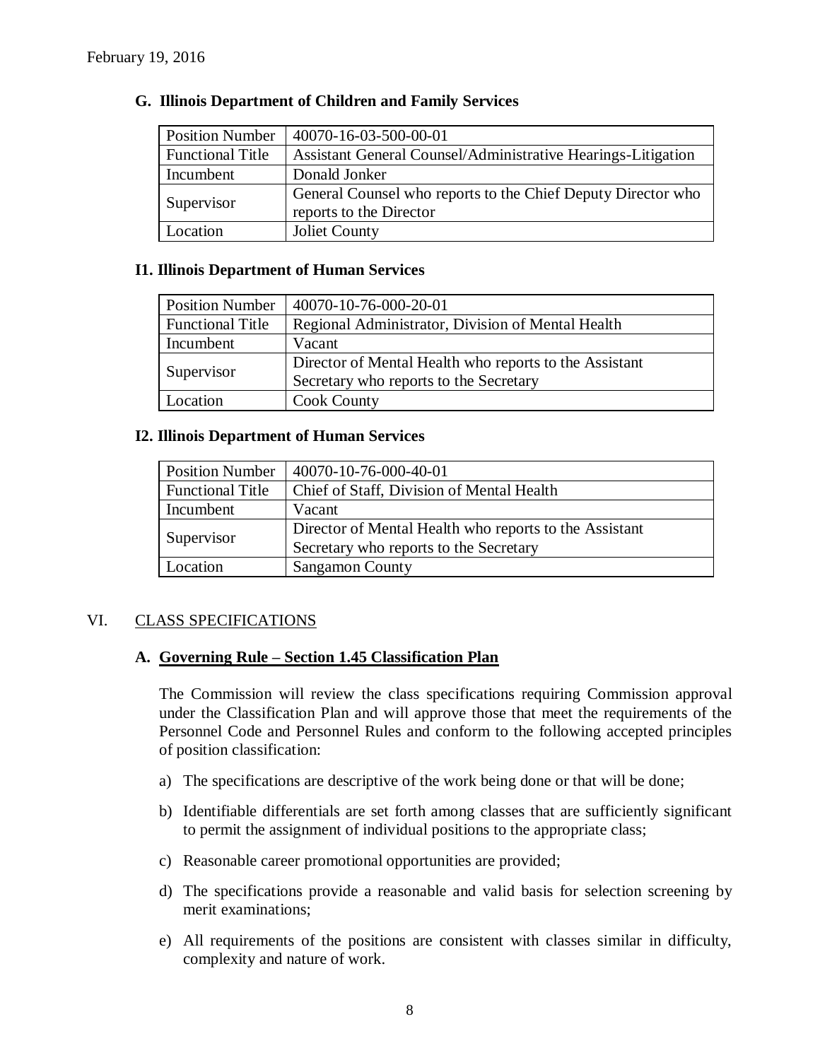February 19, 2016

### G. Illinois Department of Children and Family Services

| Position Number | 40070-16-03-500-00-01 |
|---|---|
| Functional Title | Assistant General Counsel/Administrative Hearings-Litigation |
| Incumbent | Donald Jonker |
| Supervisor | General Counsel who reports to the Chief Deputy Director who reports to the Director |
| Location | Joliet County |

### I1. Illinois Department of Human Services

| Position Number | 40070-10-76-000-20-01 |
|---|---|
| Functional Title | Regional Administrator, Division of Mental Health |
| Incumbent | Vacant |
| Supervisor | Director of Mental Health who reports to the Assistant Secretary who reports to the Secretary |
| Location | Cook County |

### I2. Illinois Department of Human Services

| Position Number | 40070-10-76-000-40-01 |
|---|---|
| Functional Title | Chief of Staff, Division of Mental Health |
| Incumbent | Vacant |
| Supervisor | Director of Mental Health who reports to the Assistant Secretary who reports to the Secretary |
| Location | Sangamon County |

## VI. CLASS SPECIFICATIONS

### A. Governing Rule – Section 1.45 Classification Plan

The Commission will review the class specifications requiring Commission approval under the Classification Plan and will approve those that meet the requirements of the Personnel Code and Personnel Rules and conform to the following accepted principles of position classification:

a) The specifications are descriptive of the work being done or that will be done;

b) Identifiable differentials are set forth among classes that are sufficiently significant to permit the assignment of individual positions to the appropriate class;

c) Reasonable career promotional opportunities are provided;

d) The specifications provide a reasonable and valid basis for selection screening by merit examinations;

e) All requirements of the positions are consistent with classes similar in difficulty, complexity and nature of work.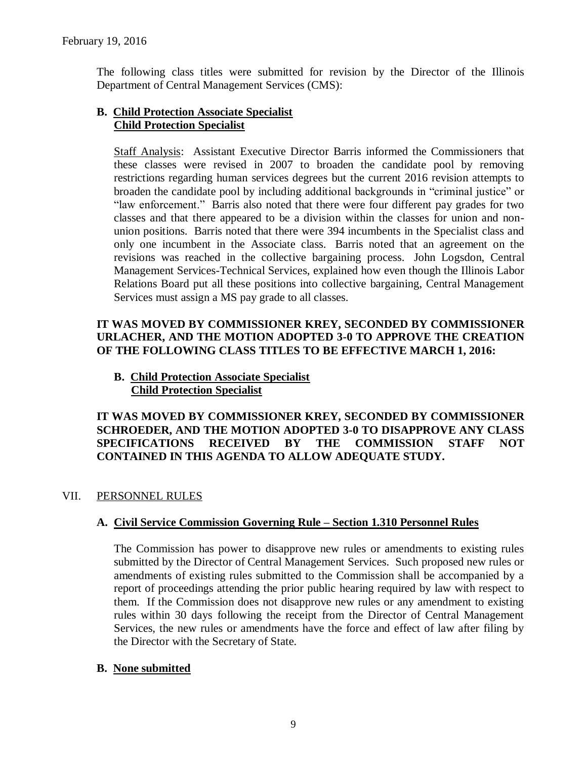February 19, 2016

The following class titles were submitted for revision by the Director of the Illinois Department of Central Management Services (CMS):

**B. Child Protection Associate Specialist**
**Child Protection Specialist**

Staff Analysis: Assistant Executive Director Barris informed the Commissioners that these classes were revised in 2007 to broaden the candidate pool by removing restrictions regarding human services degrees but the current 2016 revision attempts to broaden the candidate pool by including additional backgrounds in "criminal justice" or "law enforcement." Barris also noted that there were four different pay grades for two classes and that there appeared to be a division within the classes for union and non-union positions. Barris noted that there were 394 incumbents in the Specialist class and only one incumbent in the Associate class. Barris noted that an agreement on the revisions was reached in the collective bargaining process. John Logsdon, Central Management Services-Technical Services, explained how even though the Illinois Labor Relations Board put all these positions into collective bargaining, Central Management Services must assign a MS pay grade to all classes.

**IT WAS MOVED BY COMMISSIONER KREY, SECONDED BY COMMISSIONER URLACHER, AND THE MOTION ADOPTED 3-0 TO APPROVE THE CREATION OF THE FOLLOWING CLASS TITLES TO BE EFFECTIVE MARCH 1, 2016:**

**B. Child Protection Associate Specialist**
**Child Protection Specialist**

**IT WAS MOVED BY COMMISSIONER KREY, SECONDED BY COMMISSIONER SCHROEDER, AND THE MOTION ADOPTED 3-0 TO DISAPPROVE ANY CLASS SPECIFICATIONS RECEIVED BY THE COMMISSION STAFF NOT CONTAINED IN THIS AGENDA TO ALLOW ADEQUATE STUDY.**

## VII. PERSONNEL RULES

### A. Civil Service Commission Governing Rule – Section 1.310 Personnel Rules

The Commission has power to disapprove new rules or amendments to existing rules submitted by the Director of Central Management Services. Such proposed new rules or amendments of existing rules submitted to the Commission shall be accompanied by a report of proceedings attending the prior public hearing required by law with respect to them. If the Commission does not disapprove new rules or any amendment to existing rules within 30 days following the receipt from the Director of Central Management Services, the new rules or amendments have the force and effect of law after filing by the Director with the Secretary of State.

### B. None submitted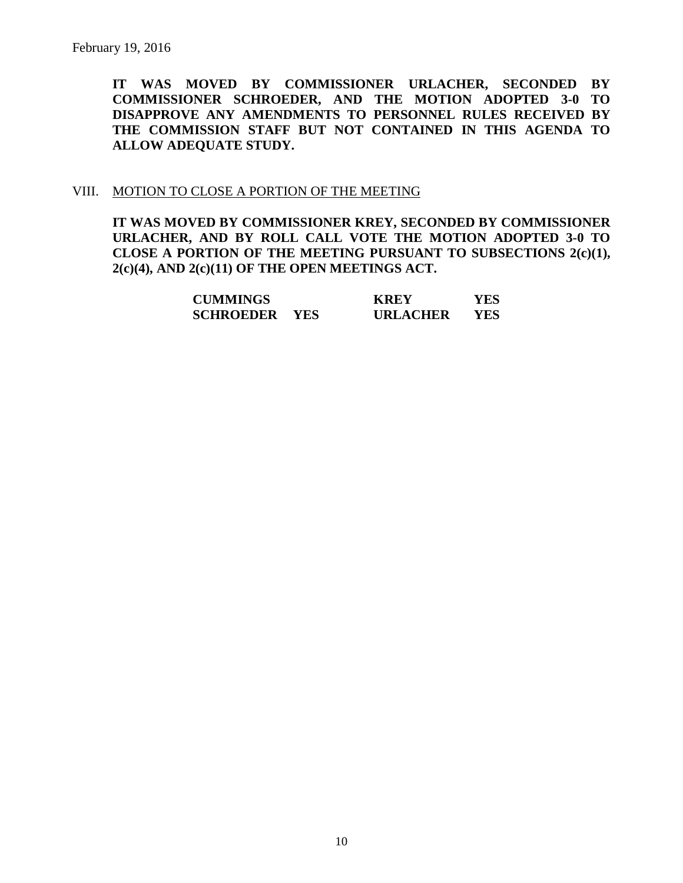February 19, 2016

**IT WAS MOVED BY COMMISSIONER URLACHER, SECONDED BY COMMISSIONER SCHROEDER, AND THE MOTION ADOPTED 3-0 TO DISAPPROVE ANY AMENDMENTS TO PERSONNEL RULES RECEIVED BY THE COMMISSION STAFF BUT NOT CONTAINED IN THIS AGENDA TO ALLOW ADEQUATE STUDY.**

VIII. MOTION TO CLOSE A PORTION OF THE MEETING

**IT WAS MOVED BY COMMISSIONER KREY, SECONDED BY COMMISSIONER URLACHER, AND BY ROLL CALL VOTE THE MOTION ADOPTED 3-0 TO CLOSE A PORTION OF THE MEETING PURSUANT TO SUBSECTIONS 2(c)(1), 2(c)(4), AND 2(c)(11) OF THE OPEN MEETINGS ACT.**

| | | | |
|---|---|---|---|
| **CUMMINGS** | | **KREY** | **YES** |
| **SCHROEDER** | **YES** | **URLACHER** | **YES** |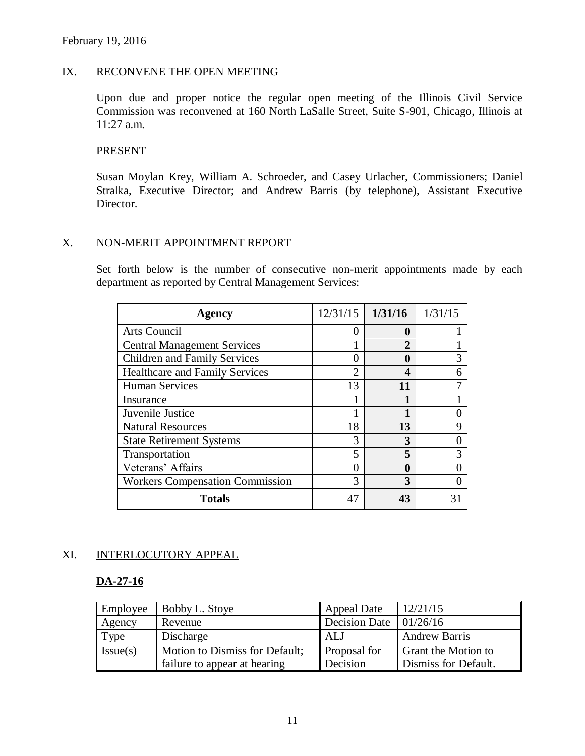February 19, 2016

## IX. RECONVENE THE OPEN MEETING

Upon due and proper notice the regular open meeting of the Illinois Civil Service Commission was reconvened at 160 North LaSalle Street, Suite S-901, Chicago, Illinois at 11:27 a.m.

### PRESENT

Susan Moylan Krey, William A. Schroeder, and Casey Urlacher, Commissioners; Daniel Stralka, Executive Director; and Andrew Barris (by telephone), Assistant Executive Director.

## X. NON-MERIT APPOINTMENT REPORT

Set forth below is the number of consecutive non-merit appointments made by each department as reported by Central Management Services:

| Agency | 12/31/15 | **1/31/16** | 1/31/15 |
|---|---|---|---|
| Arts Council | 0 | **0** | 1 |
| Central Management Services | 1 | **2** | 1 |
| Children and Family Services | 0 | **0** | 3 |
| Healthcare and Family Services | 2 | **4** | 6 |
| Human Services | 13 | **11** | 7 |
| Insurance | 1 | **1** | 1 |
| Juvenile Justice | 1 | **1** | 0 |
| Natural Resources | 18 | **13** | 9 |
| State Retirement Systems | 3 | **3** | 0 |
| Transportation | 5 | **5** | 3 |
| Veterans' Affairs | 0 | **0** | 0 |
| Workers Compensation Commission | 3 | **3** | 0 |
| **Totals** | 47 | **43** | 31 |

## XI. INTERLOCUTORY APPEAL

### DA-27-16

| Employee | Bobby L. Stoye | Appeal Date | 12/21/15 |
|---|---|---|---|
| Agency | Revenue | Decision Date | 01/26/16 |
| Type | Discharge | ALJ | Andrew Barris |
| Issue(s) | Motion to Dismiss for Default; failure to appear at hearing | Proposal for Decision | Grant the Motion to Dismiss for Default. |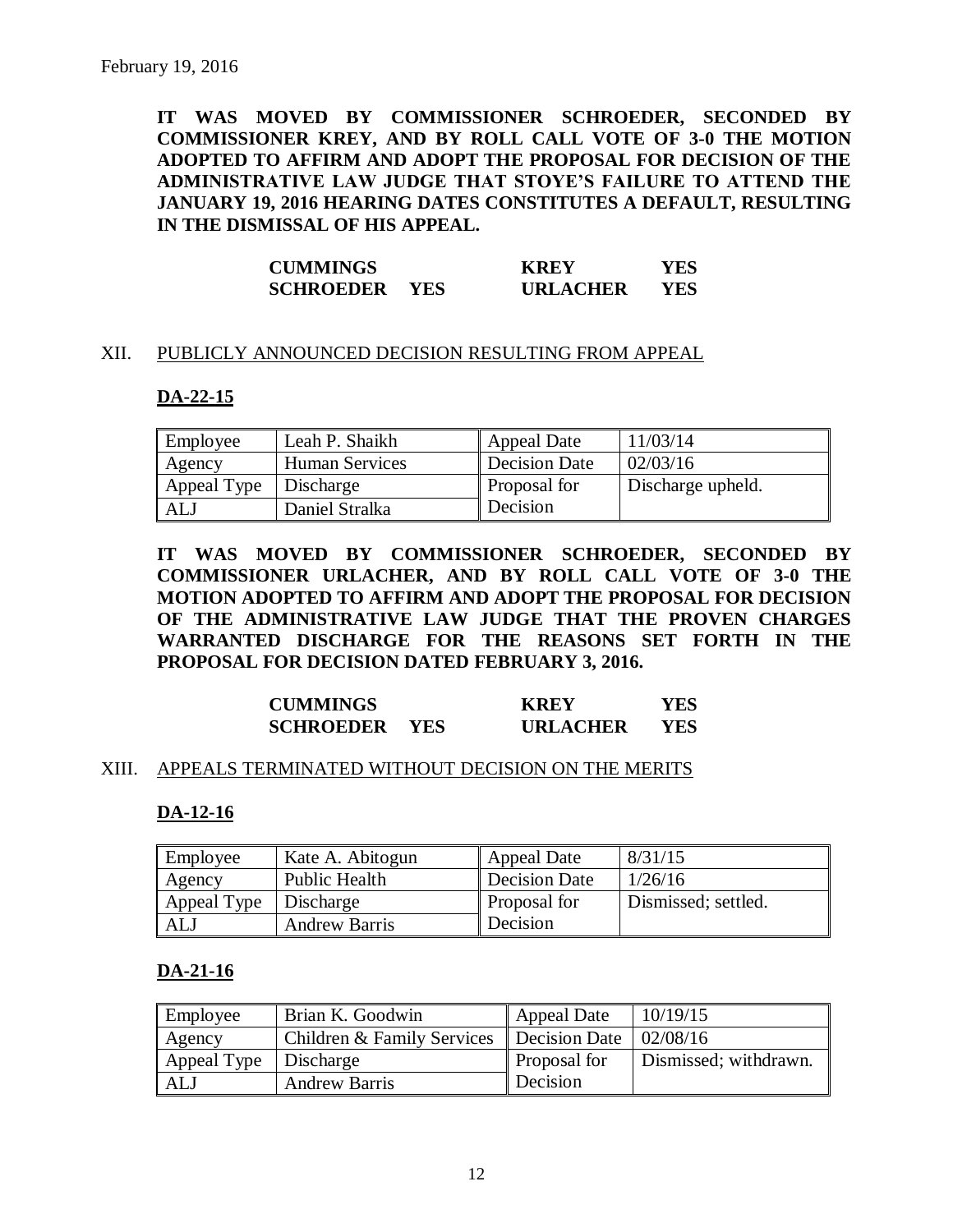February 19, 2016

**IT WAS MOVED BY COMMISSIONER SCHROEDER, SECONDED BY COMMISSIONER KREY, AND BY ROLL CALL VOTE OF 3-0 THE MOTION ADOPTED TO AFFIRM AND ADOPT THE PROPOSAL FOR DECISION OF THE ADMINISTRATIVE LAW JUDGE THAT STOYE'S FAILURE TO ATTEND THE JANUARY 19, 2016 HEARING DATES CONSTITUTES A DEFAULT, RESULTING IN THE DISMISSAL OF HIS APPEAL.**

| | | | |
|---|---|---|---|
| **CUMMINGS** | | **KREY** | **YES** |
| **SCHROEDER** | **YES** | **URLACHER** | **YES** |

## XII. PUBLICLY ANNOUNCED DECISION RESULTING FROM APPEAL

### DA-22-15

| | | | |
|---|---|---|---|
| Employee | Leah P. Shaikh | Appeal Date | 11/03/14 |
| Agency | Human Services | Decision Date | 02/03/16 |
| Appeal Type | Discharge | Proposal for Decision | Discharge upheld. |
| ALJ | Daniel Stralka | | |

**IT WAS MOVED BY COMMISSIONER SCHROEDER, SECONDED BY COMMISSIONER URLACHER, AND BY ROLL CALL VOTE OF 3-0 THE MOTION ADOPTED TO AFFIRM AND ADOPT THE PROPOSAL FOR DECISION OF THE ADMINISTRATIVE LAW JUDGE THAT THE PROVEN CHARGES WARRANTED DISCHARGE FOR THE REASONS SET FORTH IN THE PROPOSAL FOR DECISION DATED FEBRUARY 3, 2016.**

| | | | |
|---|---|---|---|
| **CUMMINGS** | | **KREY** | **YES** |
| **SCHROEDER** | **YES** | **URLACHER** | **YES** |

## XIII. APPEALS TERMINATED WITHOUT DECISION ON THE MERITS

### DA-12-16

| | | | |
|---|---|---|---|
| Employee | Kate A. Abitogun | Appeal Date | 8/31/15 |
| Agency | Public Health | Decision Date | 1/26/16 |
| Appeal Type | Discharge | Proposal for Decision | Dismissed; settled. |
| ALJ | Andrew Barris | | |

### DA-21-16

| | | | |
|---|---|---|---|
| Employee | Brian K. Goodwin | Appeal Date | 10/19/15 |
| Agency | Children & Family Services | Decision Date | 02/08/16 |
| Appeal Type | Discharge | Proposal for Decision | Dismissed; withdrawn. |
| ALJ | Andrew Barris | | |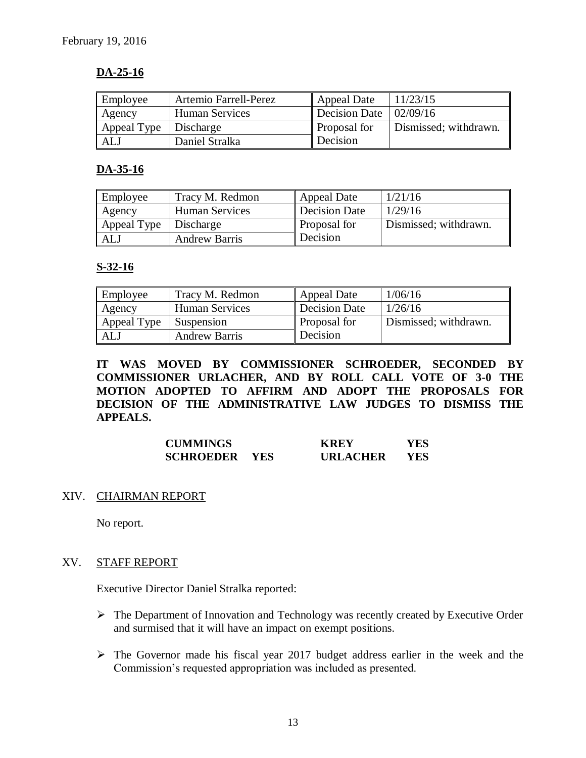February 19, 2016

**DA-25-16**

| Employee | Artemio Farrell-Perez | Appeal Date | 11/23/15 |
|---|---|---|---|
| Agency | Human Services | Decision Date | 02/09/16 |
| Appeal Type | Discharge | Proposal for Decision | Dismissed; withdrawn. |
| ALJ | Daniel Stralka | | |

**DA-35-16**

| Employee | Tracy M. Redmon | Appeal Date | 1/21/16 |
|---|---|---|---|
| Agency | Human Services | Decision Date | 1/29/16 |
| Appeal Type | Discharge | Proposal for Decision | Dismissed; withdrawn. |
| ALJ | Andrew Barris | | |

**S-32-16**

| Employee | Tracy M. Redmon | Appeal Date | 1/06/16 |
|---|---|---|---|
| Agency | Human Services | Decision Date | 1/26/16 |
| Appeal Type | Suspension | Proposal for Decision | Dismissed; withdrawn. |
| ALJ | Andrew Barris | | |

**IT WAS MOVED BY COMMISSIONER SCHROEDER, SECONDED BY COMMISSIONER URLACHER, AND BY ROLL CALL VOTE OF 3-0 THE MOTION ADOPTED TO AFFIRM AND ADOPT THE PROPOSALS FOR DECISION OF THE ADMINISTRATIVE LAW JUDGES TO DISMISS THE APPEALS.**

| | | | |
|---|---|---|---|
| **CUMMINGS** | | **KREY** | **YES** |
| **SCHROEDER** | **YES** | **URLACHER** | **YES** |

## XIV. CHAIRMAN REPORT

No report.

## XV. STAFF REPORT

Executive Director Daniel Stralka reported:

- The Department of Innovation and Technology was recently created by Executive Order and surmised that it will have an impact on exempt positions.
- The Governor made his fiscal year 2017 budget address earlier in the week and the Commission's requested appropriation was included as presented.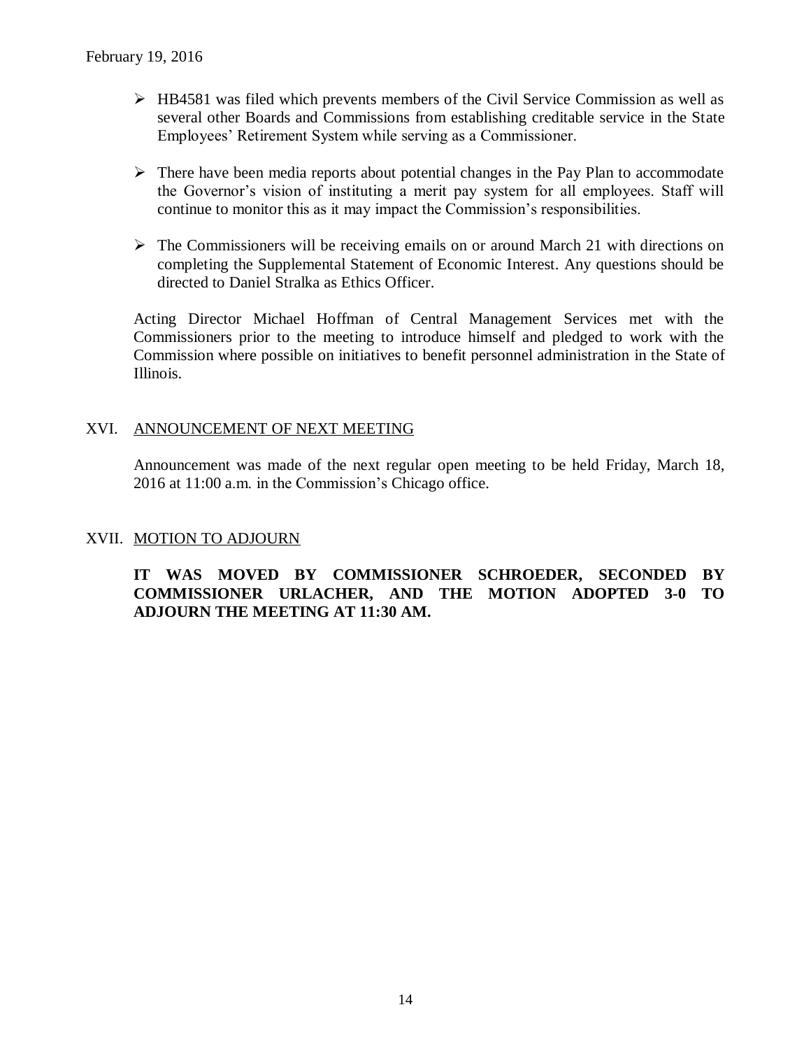- HB4581 was filed which prevents members of the Civil Service Commission as well as several other Boards and Commissions from establishing creditable service in the State Employees' Retirement System while serving as a Commissioner.

- There have been media reports about potential changes in the Pay Plan to accommodate the Governor's vision of instituting a merit pay system for all employees. Staff will continue to monitor this as it may impact the Commission's responsibilities.

- The Commissioners will be receiving emails on or around March 21 with directions on completing the Supplemental Statement of Economic Interest. Any questions should be directed to Daniel Stralka as Ethics Officer.

Acting Director Michael Hoffman of Central Management Services met with the Commissioners prior to the meeting to introduce himself and pledged to work with the Commission where possible on initiatives to benefit personnel administration in the State of Illinois.

## XVI. ANNOUNCEMENT OF NEXT MEETING

Announcement was made of the next regular open meeting to be held Friday, March 18, 2016 at 11:00 a.m. in the Commission's Chicago office.

## XVII. MOTION TO ADJOURN

**IT WAS MOVED BY COMMISSIONER SCHROEDER, SECONDED BY COMMISSIONER URLACHER, AND THE MOTION ADOPTED 3-0 TO ADJOURN THE MEETING AT 11:30 AM.**